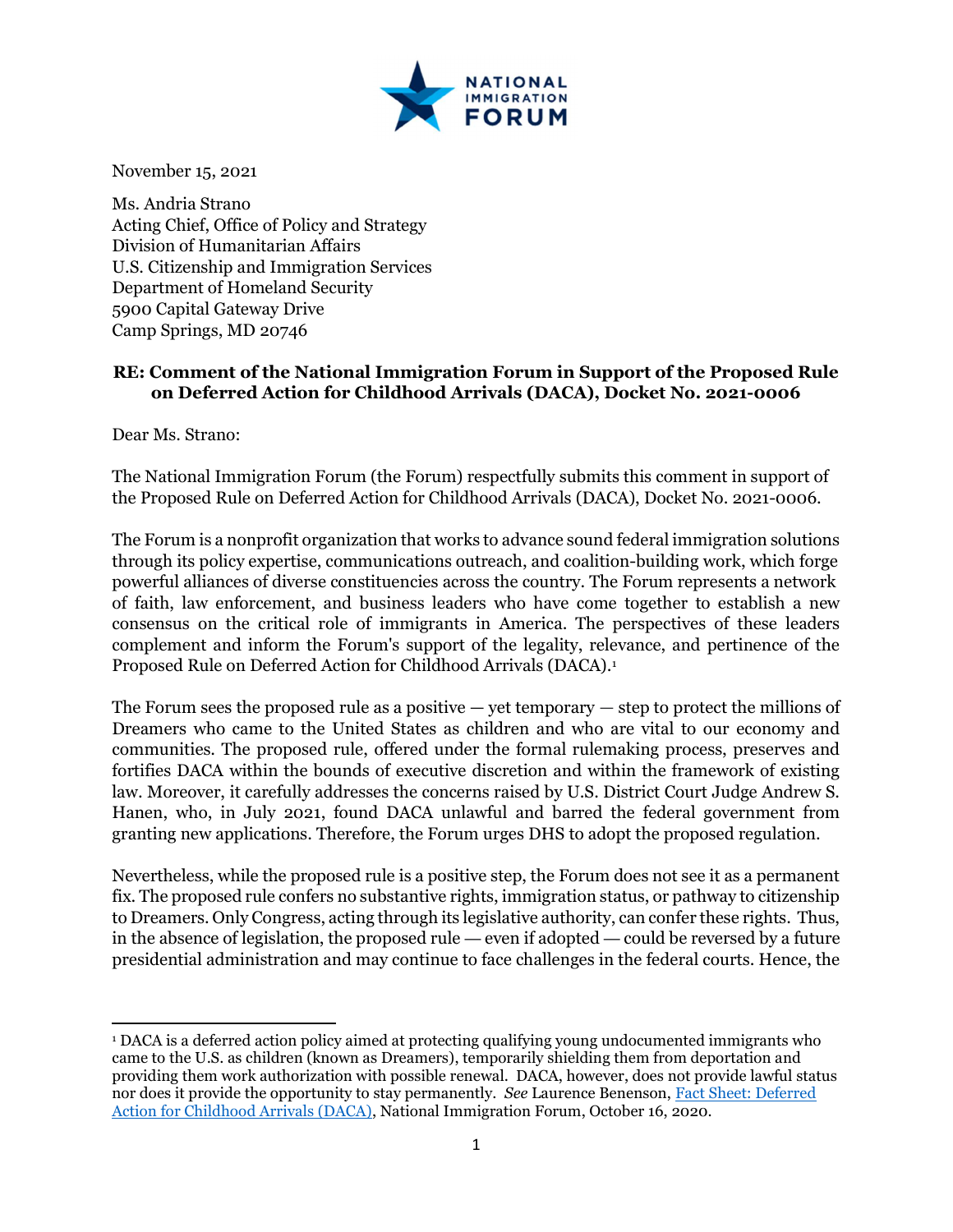November 15, 2021

Ms. Andria Strano
Acting Chief, Office of Policy and Strategy
Division of Humanitarian Affairs
U.S. Citizenship and Immigration Services
Department of Homeland Security
5900 Capital Gateway Drive
Camp Springs, MD 20746

**RE: Comment of the National Immigration Forum in Support of the Proposed Rule on Deferred Action for Childhood Arrivals (DACA), Docket No. 2021-0006**

Dear Ms. Strano:

The National Immigration Forum (the Forum) respectfully submits this comment in support of the Proposed Rule on Deferred Action for Childhood Arrivals (DACA), Docket No. 2021-0006.

The Forum is a nonprofit organization that works to advance sound federal immigration solutions through its policy expertise, communications outreach, and coalition-building work, which forge powerful alliances of diverse constituencies across the country. The Forum represents a network of faith, law enforcement, and business leaders who have come together to establish a new consensus on the critical role of immigrants in America. The perspectives of these leaders complement and inform the Forum's support of the legality, relevance, and pertinence of the Proposed Rule on Deferred Action for Childhood Arrivals (DACA).[1]

The Forum sees the proposed rule as a positive — yet temporary — step to protect the millions of Dreamers who came to the United States as children and who are vital to our economy and communities. The proposed rule, offered under the formal rulemaking process, preserves and fortifies DACA within the bounds of executive discretion and within the framework of existing law. Moreover, it carefully addresses the concerns raised by U.S. District Court Judge Andrew S. Hanen, who, in July 2021, found DACA unlawful and barred the federal government from granting new applications. Therefore, the Forum urges DHS to adopt the proposed regulation.

Nevertheless, while the proposed rule is a positive step, the Forum does not see it as a permanent fix. The proposed rule confers no substantive rights, immigration status, or pathway to citizenship to Dreamers. Only Congress, acting through its legislative authority, can confer these rights. Thus, in the absence of legislation, the proposed rule — even if adopted — could be reversed by a future presidential administration and may continue to face challenges in the federal courts. Hence, the

[1] DACA is a deferred action policy aimed at protecting qualifying young undocumented immigrants who came to the U.S. as children (known as Dreamers), temporarily shielding them from deportation and providing them work authorization with possible renewal. DACA, however, does not provide lawful status nor does it provide the opportunity to stay permanently. *See* Laurence Benenson, [Fact Sheet: Deferred Action for Childhood Arrivals (DACA)](), National Immigration Forum, October 16, 2020.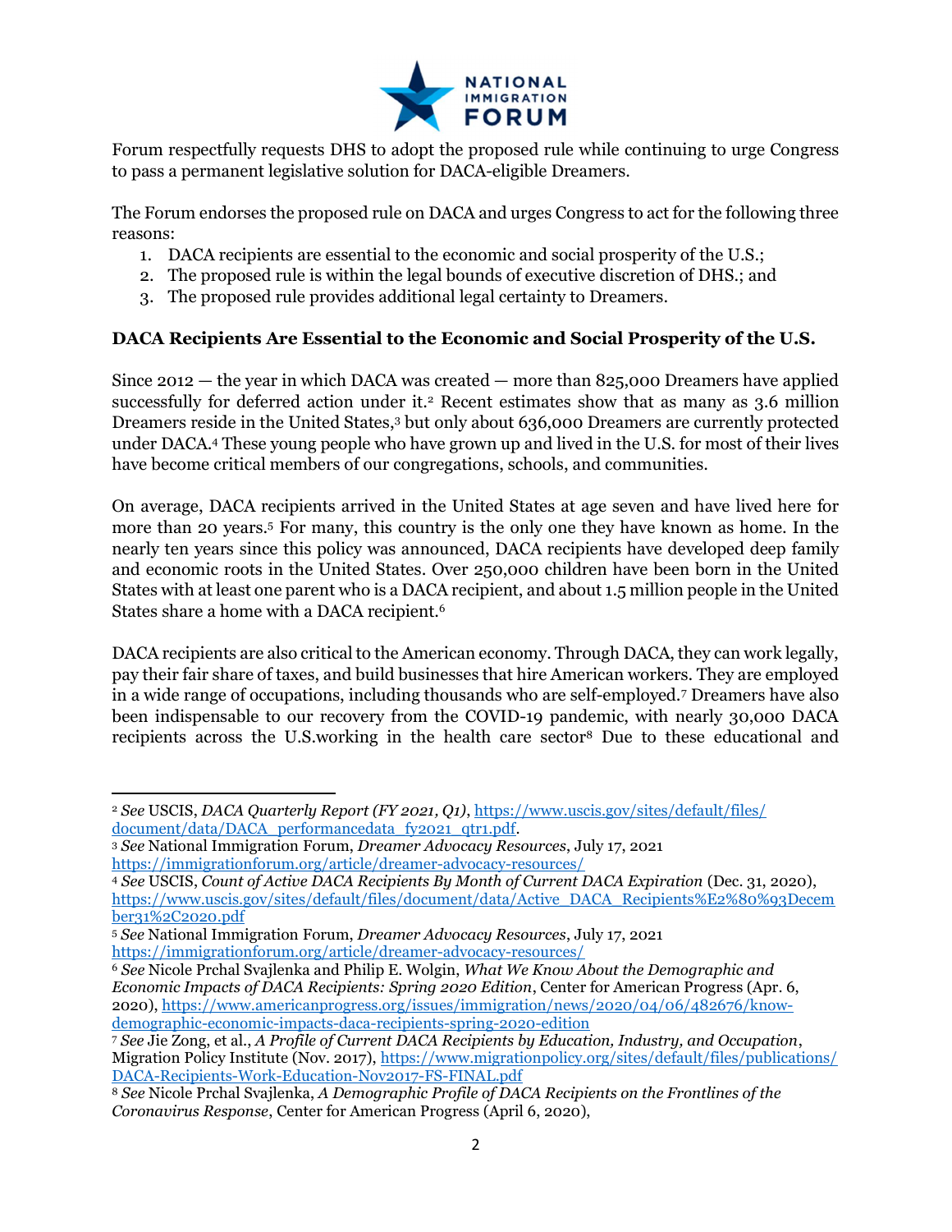Forum respectfully requests DHS to adopt the proposed rule while continuing to urge Congress to pass a permanent legislative solution for DACA-eligible Dreamers.

The Forum endorses the proposed rule on DACA and urges Congress to act for the following three reasons:

1. DACA recipients are essential to the economic and social prosperity of the U.S.;
2. The proposed rule is within the legal bounds of executive discretion of DHS.; and
3. The proposed rule provides additional legal certainty to Dreamers.

**DACA Recipients Are Essential to the Economic and Social Prosperity of the U.S.**

Since 2012 — the year in which DACA was created — more than 825,000 Dreamers have applied successfully for deferred action under it.[2] Recent estimates show that as many as 3.6 million Dreamers reside in the United States,[3] but only about 636,000 Dreamers are currently protected under DACA.[4] These young people who have grown up and lived in the U.S. for most of their lives have become critical members of our congregations, schools, and communities.

On average, DACA recipients arrived in the United States at age seven and have lived here for more than 20 years.[5] For many, this country is the only one they have known as home. In the nearly ten years since this policy was announced, DACA recipients have developed deep family and economic roots in the United States. Over 250,000 children have been born in the United States with at least one parent who is a DACA recipient, and about 1.5 million people in the United States share a home with a DACA recipient.[6]

DACA recipients are also critical to the American economy. Through DACA, they can work legally, pay their fair share of taxes, and build businesses that hire American workers. They are employed in a wide range of occupations, including thousands who are self-employed.[7] Dreamers have also been indispensable to our recovery from the COVID-19 pandemic, with nearly 30,000 DACA recipients across the U.S.working in the health care sector[8] Due to these educational and

---

[2] *See* USCIS, *DACA Quarterly Report (FY 2021, Q1)*, https://www.uscis.gov/sites/default/files/document/data/DACA_performancedata_fy2021_qtr1.pdf.

[3] *See* National Immigration Forum, *Dreamer Advocacy Resources*, July 17, 2021 https://immigrationforum.org/article/dreamer-advocacy-resources/

[4] *See* USCIS, *Count of Active DACA Recipients By Month of Current DACA Expiration* (Dec. 31, 2020), https://www.uscis.gov/sites/default/files/document/data/Active_DACA_Recipients%E2%80%93December31%2C2020.pdf

[5] *See* National Immigration Forum, *Dreamer Advocacy Resources*, July 17, 2021 https://immigrationforum.org/article/dreamer-advocacy-resources/

[6] *See* Nicole Prchal Svajlenka and Philip E. Wolgin, *What We Know About the Demographic and Economic Impacts of DACA Recipients: Spring 2020 Edition*, Center for American Progress (Apr. 6, 2020), https://www.americanprogress.org/issues/immigration/news/2020/04/06/482676/know-demographic-economic-impacts-daca-recipients-spring-2020-edition

[7] *See* Jie Zong, et al., *A Profile of Current DACA Recipients by Education, Industry, and Occupation*, Migration Policy Institute (Nov. 2017), https://www.migrationpolicy.org/sites/default/files/publications/DACA-Recipients-Work-Education-Nov2017-FS-FINAL.pdf

[8] *See* Nicole Prchal Svajlenka, *A Demographic Profile of DACA Recipients on the Frontlines of the Coronavirus Response*, Center for American Progress (April 6, 2020),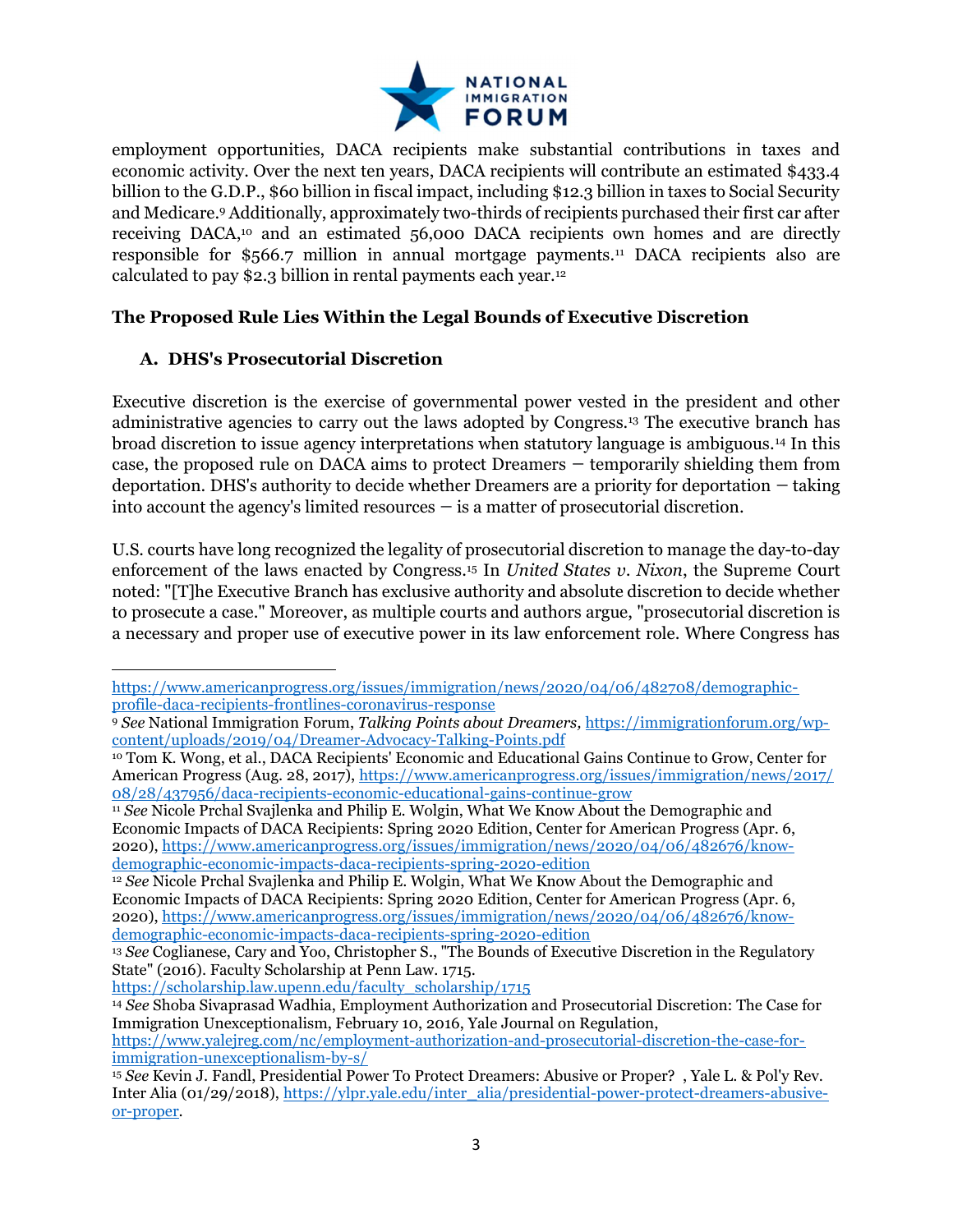employment opportunities, DACA recipients make substantial contributions in taxes and economic activity. Over the next ten years, DACA recipients will contribute an estimated $433.4 billion to the G.D.P., $60 billion in fiscal impact, including $12.3 billion in taxes to Social Security and Medicare.[9] Additionally, approximately two-thirds of recipients purchased their first car after receiving DACA,[10] and an estimated 56,000 DACA recipients own homes and are directly responsible for $566.7 million in annual mortgage payments.[11] DACA recipients also are calculated to pay $2.3 billion in rental payments each year.[12]

## The Proposed Rule Lies Within the Legal Bounds of Executive Discretion

### A. DHS's Prosecutorial Discretion

Executive discretion is the exercise of governmental power vested in the president and other administrative agencies to carry out the laws adopted by Congress.[13] The executive branch has broad discretion to issue agency interpretations when statutory language is ambiguous.[14] In this case, the proposed rule on DACA aims to protect Dreamers – temporarily shielding them from deportation. DHS's authority to decide whether Dreamers are a priority for deportation – taking into account the agency's limited resources – is a matter of prosecutorial discretion.

U.S. courts have long recognized the legality of prosecutorial discretion to manage the day-to-day enforcement of the laws enacted by Congress.[15] In *United States v. Nixon*, the Supreme Court noted: "[T]he Executive Branch has exclusive authority and absolute discretion to decide whether to prosecute a case." Moreover, as multiple courts and authors argue, "prosecutorial discretion is a necessary and proper use of executive power in its law enforcement role. Where Congress has

---

https://www.americanprogress.org/issues/immigration/news/2020/04/06/482708/demographic-profile-daca-recipients-frontlines-coronavirus-response

[9] *See* National Immigration Forum, *Talking Points about Dreamers,* https://immigrationforum.org/wp-content/uploads/2019/04/Dreamer-Advocacy-Talking-Points.pdf

[10] Tom K. Wong, et al., DACA Recipients' Economic and Educational Gains Continue to Grow, Center for American Progress (Aug. 28, 2017), https://www.americanprogress.org/issues/immigration/news/2017/08/28/437956/daca-recipients-economic-educational-gains-continue-grow

[11] *See* Nicole Prchal Svajlenka and Philip E. Wolgin, What We Know About the Demographic and Economic Impacts of DACA Recipients: Spring 2020 Edition, Center for American Progress (Apr. 6, 2020), https://www.americanprogress.org/issues/immigration/news/2020/04/06/482676/know-demographic-economic-impacts-daca-recipients-spring-2020-edition

[12] *See* Nicole Prchal Svajlenka and Philip E. Wolgin, What We Know About the Demographic and Economic Impacts of DACA Recipients: Spring 2020 Edition, Center for American Progress (Apr. 6, 2020), https://www.americanprogress.org/issues/immigration/news/2020/04/06/482676/know-demographic-economic-impacts-daca-recipients-spring-2020-edition

[13] *See* Coglianese, Cary and Yoo, Christopher S., "The Bounds of Executive Discretion in the Regulatory State" (2016). Faculty Scholarship at Penn Law. 1715. https://scholarship.law.upenn.edu/faculty_scholarship/1715

[14] *See* Shoba Sivaprasad Wadhia, Employment Authorization and Prosecutorial Discretion: The Case for Immigration Unexceptionalism, February 10, 2016, Yale Journal on Regulation, https://www.yalejreg.com/nc/employment-authorization-and-prosecutorial-discretion-the-case-for-immigration-unexceptionalism-by-s/

[15] *See* Kevin J. Fandl, Presidential Power To Protect Dreamers: Abusive or Proper? , Yale L. & Pol'y Rev. Inter Alia (01/29/2018), https://ylpr.yale.edu/inter_alia/presidential-power-protect-dreamers-abusive-or-proper.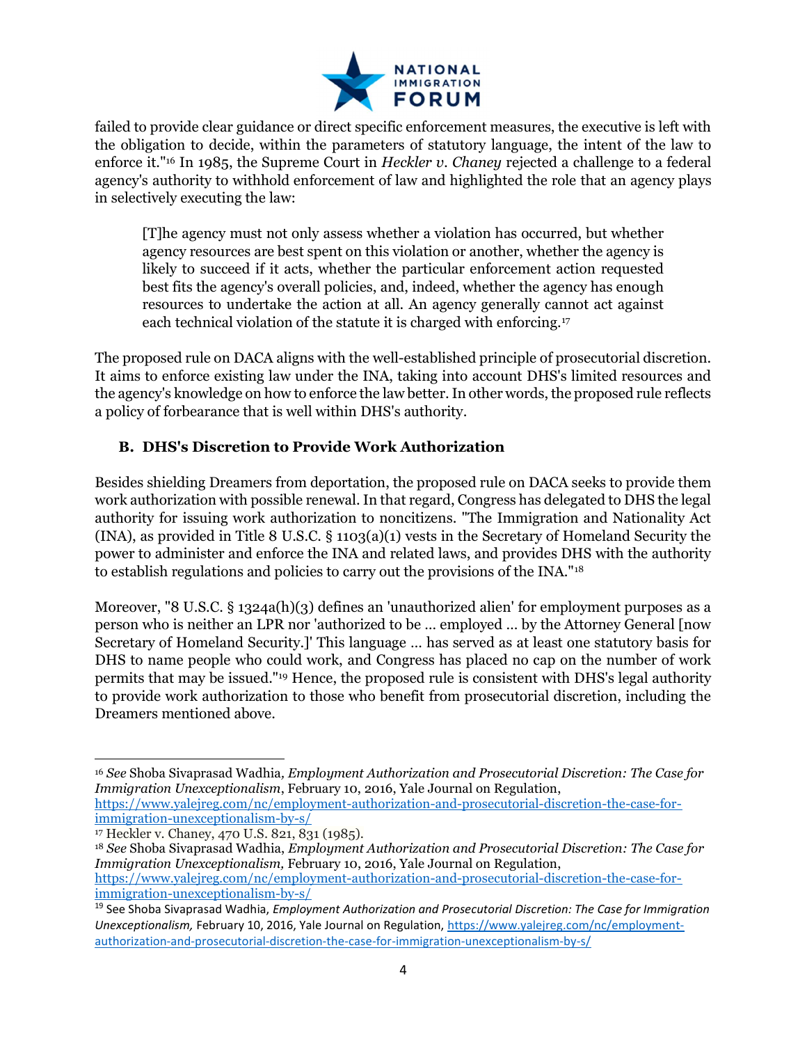failed to provide clear guidance or direct specific enforcement measures, the executive is left with the obligation to decide, within the parameters of statutory language, the intent of the law to enforce it."[16] In 1985, the Supreme Court in *Heckler v. Chaney* rejected a challenge to a federal agency's authority to withhold enforcement of law and highlighted the role that an agency plays in selectively executing the law:

> [T]he agency must not only assess whether a violation has occurred, but whether agency resources are best spent on this violation or another, whether the agency is likely to succeed if it acts, whether the particular enforcement action requested best fits the agency's overall policies, and, indeed, whether the agency has enough resources to undertake the action at all. An agency generally cannot act against each technical violation of the statute it is charged with enforcing.[17]

The proposed rule on DACA aligns with the well-established principle of prosecutorial discretion. It aims to enforce existing law under the INA, taking into account DHS's limited resources and the agency's knowledge on how to enforce the law better. In other words, the proposed rule reflects a policy of forbearance that is well within DHS's authority.

### B. DHS's Discretion to Provide Work Authorization

Besides shielding Dreamers from deportation, the proposed rule on DACA seeks to provide them work authorization with possible renewal. In that regard, Congress has delegated to DHS the legal authority for issuing work authorization to noncitizens. "The Immigration and Nationality Act (INA), as provided in Title 8 U.S.C. § 1103(a)(1) vests in the Secretary of Homeland Security the power to administer and enforce the INA and related laws, and provides DHS with the authority to establish regulations and policies to carry out the provisions of the INA."[18]

Moreover, "8 U.S.C. § 1324a(h)(3) defines an 'unauthorized alien' for employment purposes as a person who is neither an LPR nor 'authorized to be … employed … by the Attorney General [now Secretary of Homeland Security.]' This language … has served as at least one statutory basis for DHS to name people who could work, and Congress has placed no cap on the number of work permits that may be issued."[19] Hence, the proposed rule is consistent with DHS's legal authority to provide work authorization to those who benefit from prosecutorial discretion, including the Dreamers mentioned above.

---

[16] *See* Shoba Sivaprasad Wadhia, *Employment Authorization and Prosecutorial Discretion: The Case for Immigration Unexceptionalism*, February 10, 2016, Yale Journal on Regulation, https://www.yalejreg.com/nc/employment-authorization-and-prosecutorial-discretion-the-case-for-immigration-unexceptionalism-by-s/

[17] Heckler v. Chaney, 470 U.S. 821, 831 (1985).

[18] *See* Shoba Sivaprasad Wadhia, *Employment Authorization and Prosecutorial Discretion: The Case for Immigration Unexceptionalism,* February 10, 2016, Yale Journal on Regulation, https://www.yalejreg.com/nc/employment-authorization-and-prosecutorial-discretion-the-case-for-immigration-unexceptionalism-by-s/

[19] See Shoba Sivaprasad Wadhia, *Employment Authorization and Prosecutorial Discretion: The Case for Immigration Unexceptionalism,* February 10, 2016, Yale Journal on Regulation, https://www.yalejreg.com/nc/employment-authorization-and-prosecutorial-discretion-the-case-for-immigration-unexceptionalism-by-s/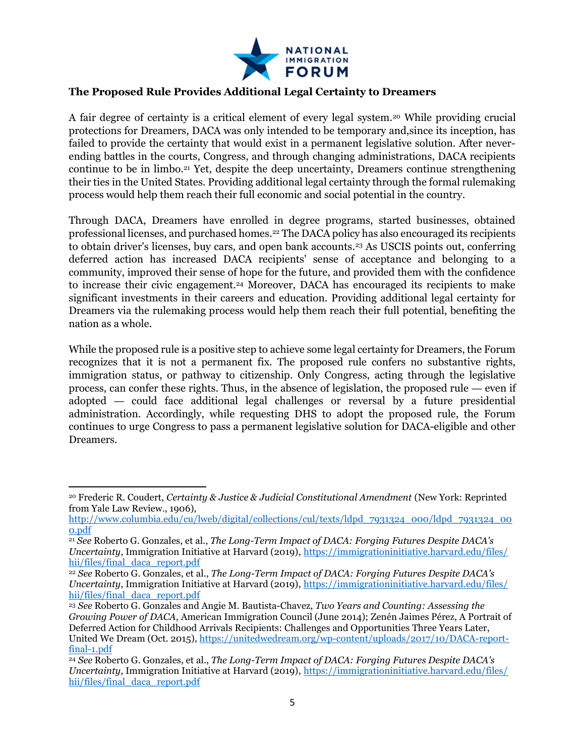**The Proposed Rule Provides Additional Legal Certainty to Dreamers**

A fair degree of certainty is a critical element of every legal system.[20] While providing crucial protections for Dreamers, DACA was only intended to be temporary and,since its inception, has failed to provide the certainty that would exist in a permanent legislative solution. After never-ending battles in the courts, Congress, and through changing administrations, DACA recipients continue to be in limbo.[21] Yet, despite the deep uncertainty, Dreamers continue strengthening their ties in the United States. Providing additional legal certainty through the formal rulemaking process would help them reach their full economic and social potential in the country.

Through DACA, Dreamers have enrolled in degree programs, started businesses, obtained professional licenses, and purchased homes.[22] The DACA policy has also encouraged its recipients to obtain driver's licenses, buy cars, and open bank accounts.[23] As USCIS points out, conferring deferred action has increased DACA recipients' sense of acceptance and belonging to a community, improved their sense of hope for the future, and provided them with the confidence to increase their civic engagement.[24] Moreover, DACA has encouraged its recipients to make significant investments in their careers and education. Providing additional legal certainty for Dreamers via the rulemaking process would help them reach their full potential, benefiting the nation as a whole.

While the proposed rule is a positive step to achieve some legal certainty for Dreamers, the Forum recognizes that it is not a permanent fix. The proposed rule confers no substantive rights, immigration status, or pathway to citizenship. Only Congress, acting through the legislative process, can confer these rights. Thus, in the absence of legislation, the proposed rule — even if adopted — could face additional legal challenges or reversal by a future presidential administration. Accordingly, while requesting DHS to adopt the proposed rule, the Forum continues to urge Congress to pass a permanent legislative solution for DACA-eligible and other Dreamers.

---

[20] Frederic R. Coudert, *Certainty & Justice & Judicial Constitutional Amendment* (New York: Reprinted from Yale Law Review., 1906), http://www.columbia.edu/cu/lweb/digital/collections/cul/texts/ldpd_7931324_000/ldpd_7931324_000.pdf

[21] *See* Roberto G. Gonzales, et al., *The Long-Term Impact of DACA: Forging Futures Despite DACA's Uncertainty*, Immigration Initiative at Harvard (2019), https://immigrationinitiative.harvard.edu/files/hii/files/final_daca_report.pdf

[22] *See* Roberto G. Gonzales, et al., *The Long-Term Impact of DACA: Forging Futures Despite DACA's Uncertainty*, Immigration Initiative at Harvard (2019), https://immigrationinitiative.harvard.edu/files/hii/files/final_daca_report.pdf

[23] *See* Roberto G. Gonzales and Angie M. Bautista-Chavez, *Two Years and Counting: Assessing the Growing Power of DACA*, American Immigration Council (June 2014); Zenén Jaimes Pérez, A Portrait of Deferred Action for Childhood Arrivals Recipients: Challenges and Opportunities Three Years Later, United We Dream (Oct. 2015), https://unitedwedream.org/wp-content/uploads/2017/10/DACA-report-final-1.pdf

[24] *See* Roberto G. Gonzales, et al., *The Long-Term Impact of DACA: Forging Futures Despite DACA's Uncertainty*, Immigration Initiative at Harvard (2019), https://immigrationinitiative.harvard.edu/files/hii/files/final_daca_report.pdf